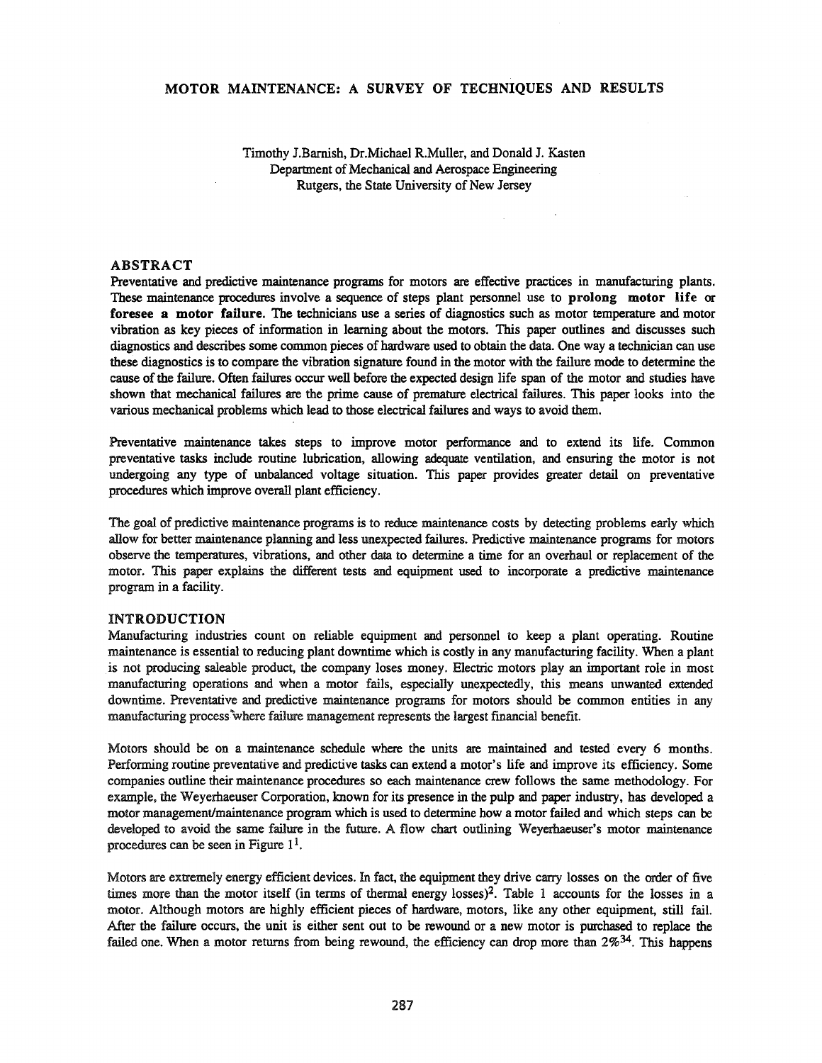# MOTOR MAINTENANCE: A SURVEY OF TECHNIQUES AND RESULTS

Timothy J.Barnish, Dr.Michael R.Muller, and Donald J. Kasten
Department of Mechanical and Aerospace Engineering
Rutgers, the State University of New Jersey

## ABSTRACT

Preventative and predictive maintenance programs for motors are effective practices in manufacturing plants. These maintenance procedures involve a sequence of steps plant personnel use to **prolong motor life** or **foresee a motor failure.** The technicians use a series of diagnostics such as motor temperature and motor vibration as key pieces of information in learning about the motors. This paper outlines and discusses such diagnostics and describes some common pieces of hardware used to obtain the data. One way a technician can use these diagnostics is to compare the vibration signature found in the motor with the failure mode to determine the cause of the failure. Often failures occur well before the expected design life span of the motor and studies have shown that mechanical failures are the prime cause of premature electrical failures. This paper looks into the various mechanical problems which lead to those electrical failures and ways to avoid them.

Preventative maintenance takes steps to improve motor performance and to extend its life. Common preventative tasks include routine lubrication, allowing adequate ventilation, and ensuring the motor is not undergoing any type of unbalanced voltage situation. This paper provides greater detail on preventative procedures which improve overall plant efficiency.

The goal of predictive maintenance programs is to reduce maintenance costs by detecting problems early which allow for better maintenance planning and less unexpected failures. Predictive maintenance programs for motors observe the temperatures, vibrations, and other data to determine a time for an overhaul or replacement of the motor. This paper explains the different tests and equipment used to incorporate a predictive maintenance program in a facility.

## INTRODUCTION

Manufacturing industries count on reliable equipment and personnel to keep a plant operating. Routine maintenance is essential to reducing plant downtime which is costly in any manufacturing facility. When a plant is not producing saleable product, the company loses money. Electric motors play an important role in most manufacturing operations and when a motor fails, especially unexpectedly, this means unwanted extended downtime. Preventative and predictive maintenance programs for motors should be common entities in any manufacturing process where failure management represents the largest financial benefit.

Motors should be on a maintenance schedule where the units are maintained and tested every 6 months. Performing routine preventative and predictive tasks can extend a motor's life and improve its efficiency. Some companies outline their maintenance procedures so each maintenance crew follows the same methodology. For example, the Weyerhaeuser Corporation, known for its presence in the pulp and paper industry, has developed a motor management/maintenance program which is used to determine how a motor failed and which steps can be developed to avoid the same failure in the future. A flow chart outlining Weyerhaeuser's motor maintenance procedures can be seen in Figure 1[1].

Motors are extremely energy efficient devices. In fact, the equipment they drive carry losses on the order of five times more than the motor itself (in terms of thermal energy losses)[2]. Table 1 accounts for the losses in a motor. Although motors are highly efficient pieces of hardware, motors, like any other equipment, still fail. After the failure occurs, the unit is either sent out to be rewound or a new motor is purchased to replace the failed one. When a motor returns from being rewound, the efficiency can drop more than 2%[34]. This happens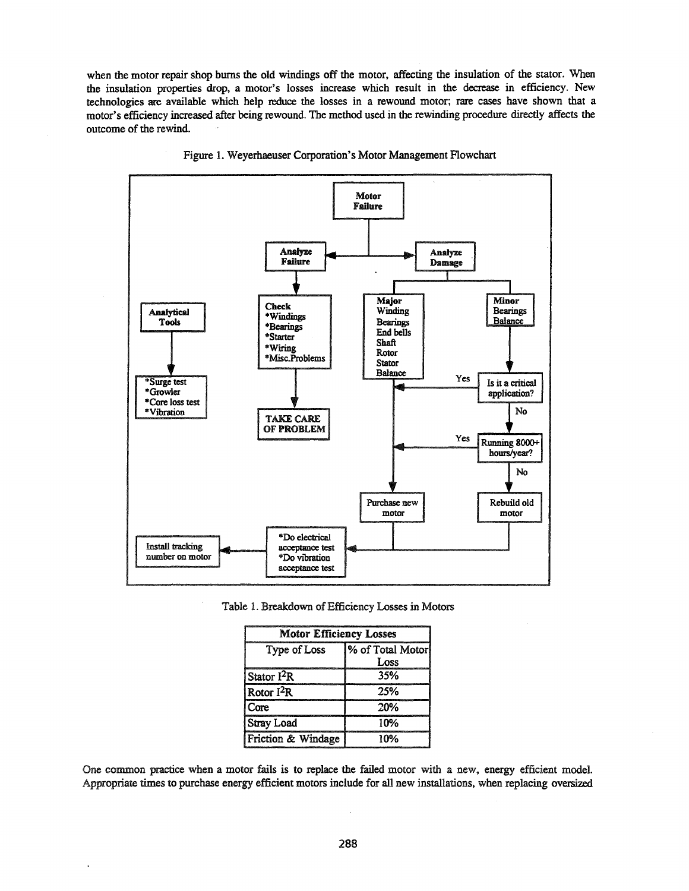when the motor repair shop burns the old windings off the motor, affecting the insulation of the stator. When the insulation properties drop, a motor's losses increase which result in the decrease in efficiency. New technologies are available which help reduce the losses in a rewound motor; rare cases have shown that a motor's efficiency increased after being rewound. The method used in the rewinding procedure directly affects the outcome of the rewind.

Figure 1. Weyerhaeuser Corporation's Motor Management Flowchart

- **Motor Failure**
  - **Analyze Failure**
    - **Check**: *Windings, *Bearings, *Starter, *Wiring, *Misc.Problems
      - TAKE CARE OF PROBLEM
  - **Analyze Damage**
    - **Major**: Winding, Bearings, End bells, Shaft, Rotor, Stator, Balance → Purchase new motor
    - **Minor**: Bearings, Balance
      - Is it a critical application? Yes → Purchase new motor; No →
      - Running 8000+ hours/year? Yes → Purchase new motor; No → Rebuild old motor
  - Purchase new motor / Rebuild old motor → *Do electrical acceptance test, *Do vibration acceptance test → Install tracking number on motor
- **Analytical Tools**: *Surge test, *Growler, *Core loss test, *Vibration

Table 1. Breakdown of Efficiency Losses in Motors

| Motor Efficiency Losses | |
|---|---|
| Type of Loss | % of Total Motor Loss |
| Stator $I^2R$ | 35% |
| Rotor $I^2R$ | 25% |
| Core | 20% |
| Stray Load | 10% |
| Friction & Windage | 10% |

One common practice when a motor fails is to replace the failed motor with a new, energy efficient model. Appropriate times to purchase energy efficient motors include for all new installations, when replacing oversized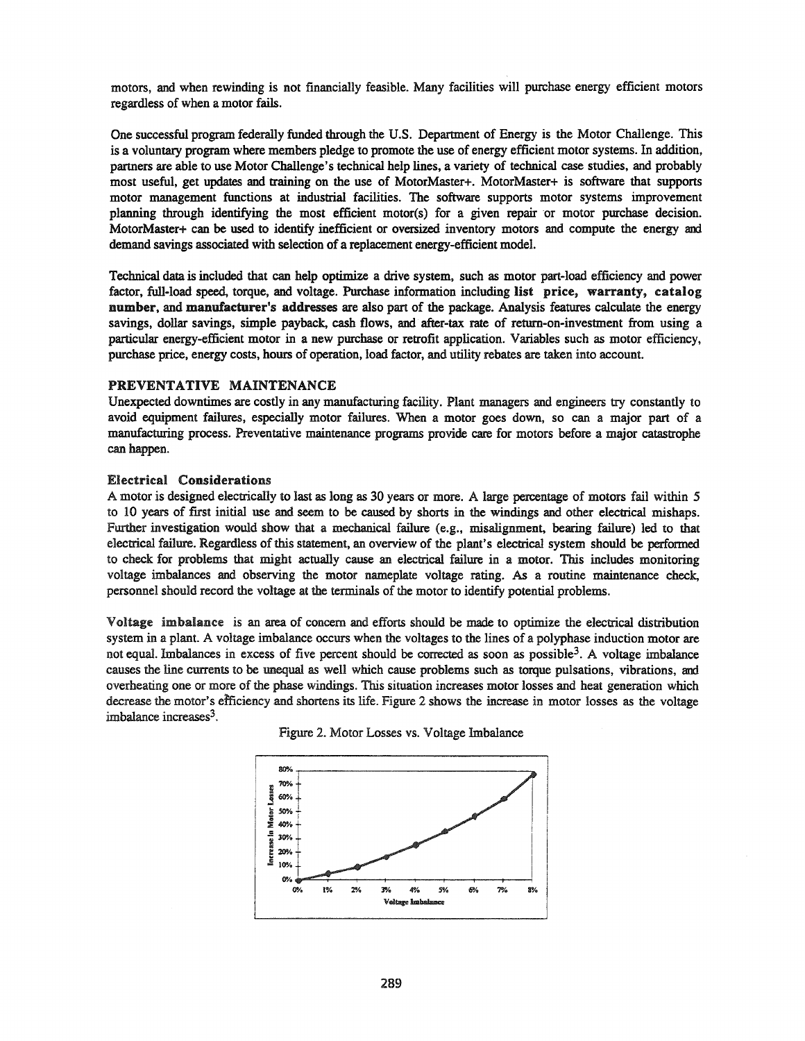motors, and when rewinding is not financially feasible. Many facilities will purchase energy efficient motors regardless of when a motor fails.

One successful program federally funded through the U.S. Department of Energy is the Motor Challenge. This is a voluntary program where members pledge to promote the use of energy efficient motor systems. In addition, partners are able to use Motor Challenge's technical help lines, a variety of technical case studies, and probably most useful, get updates and training on the use of MotorMaster+. MotorMaster+ is software that supports motor management functions at industrial facilities. The software supports motor systems improvement planning through identifying the most efficient motor(s) for a given repair or motor purchase decision. MotorMaster+ can be used to identify inefficient or oversized inventory motors and compute the energy and demand savings associated with selection of a replacement energy-efficient model.

Technical data is included that can help optimize a drive system, such as motor part-load efficiency and power factor, full-load speed, torque, and voltage. Purchase information including **list price, warranty, catalog number,** and **manufacturer's addresses** are also part of the package. Analysis features calculate the energy savings, dollar savings, simple payback, cash flows, and after-tax rate of return-on-investment from using a particular energy-efficient motor in a new purchase or retrofit application. Variables such as motor efficiency, purchase price, energy costs, hours of operation, load factor, and utility rebates are taken into account.

## PREVENTATIVE MAINTENANCE

Unexpected downtimes are costly in any manufacturing facility. Plant managers and engineers try constantly to avoid equipment failures, especially motor failures. When a motor goes down, so can a major part of a manufacturing process. Preventative maintenance programs provide care for motors before a major catastrophe can happen.

### Electrical Considerations

A motor is designed electrically to last as long as 30 years or more. A large percentage of motors fail within 5 to 10 years of first initial use and seem to be caused by shorts in the windings and other electrical mishaps. Further investigation would show that a mechanical failure (e.g., misalignment, bearing failure) led to that electrical failure. Regardless of this statement, an overview of the plant's electrical system should be performed to check for problems that might actually cause an electrical failure in a motor. This includes monitoring voltage imbalances and observing the motor nameplate voltage rating. As a routine maintenance check, personnel should record the voltage at the terminals of the motor to identify potential problems.

**Voltage imbalance** is an area of concern and efforts should be made to optimize the electrical distribution system in a plant. A voltage imbalance occurs when the voltages to the lines of a polyphase induction motor are not equal. Imbalances in excess of five percent should be corrected as soon as possible[3]. A voltage imbalance causes the line currents to be unequal as well which cause problems such as torque pulsations, vibrations, and overheating one or more of the phase windings. This situation increases motor losses and heat generation which decrease the motor's efficiency and shortens its life. Figure 2 shows the increase in motor losses as the voltage imbalance increases[3].

Figure 2. Motor Losses vs. Voltage Imbalance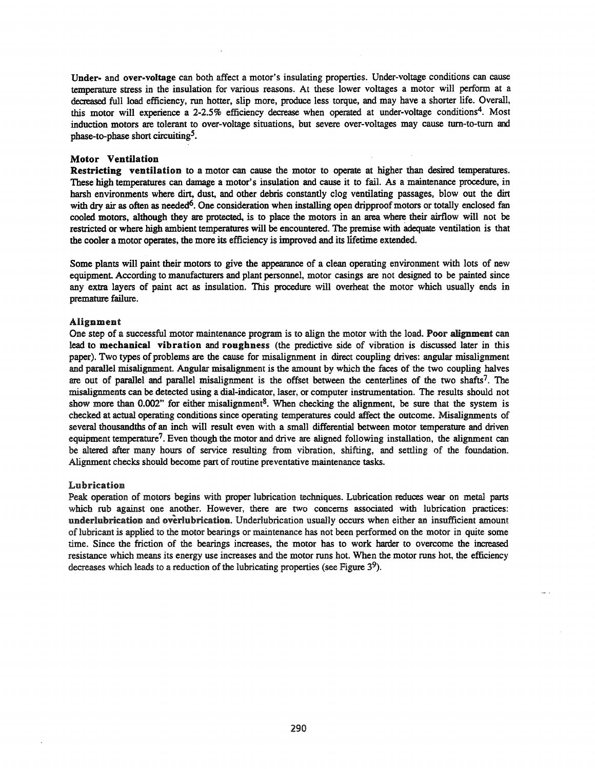**Under-** and **over-voltage** can both affect a motor's insulating properties. Under-voltage conditions can cause temperature stress in the insulation for various reasons. At these lower voltages a motor will perform at a decreased full load efficiency, run hotter, slip more, produce less torque, and may have a shorter life. Overall, this motor will experience a 2-2.5% efficiency decrease when operated at under-voltage conditions[4]. Most induction motors are tolerant to over-voltage situations, but severe over-voltages may cause turn-to-turn and phase-to-phase short circuiting[5].

### Motor Ventilation

**Restricting ventilation** to a motor can cause the motor to operate at higher than desired temperatures. These high temperatures can damage a motor's insulation and cause it to fail. As a maintenance procedure, in harsh environments where dirt, dust, and other debris constantly clog ventilating passages, blow out the dirt with dry air as often as needed[6]. One consideration when installing open dripproof motors or totally enclosed fan cooled motors, although they are protected, is to place the motors in an area where their airflow will not be restricted or where high ambient temperatures will be encountered. The premise with adequate ventilation is that the cooler a motor operates, the more its efficiency is improved and its lifetime extended.

Some plants will paint their motors to give the appearance of a clean operating environment with lots of new equipment. According to manufacturers and plant personnel, motor casings are not designed to be painted since any extra layers of paint act as insulation. This procedure will overheat the motor which usually ends in premature failure.

### Alignment

One step of a successful motor maintenance program is to align the motor with the load. **Poor alignment** can lead to **mechanical vibration** and **roughness** (the predictive side of vibration is discussed later in this paper). Two types of problems are the cause for misalignment in direct coupling drives: angular misalignment and parallel misalignment. Angular misalignment is the amount by which the faces of the two coupling halves are out of parallel and parallel misalignment is the offset between the centerlines of the two shafts[7]. The misalignments can be detected using a dial-indicator, laser, or computer instrumentation. The results should not show more than 0.002" for either misalignment[8]. When checking the alignment, be sure that the system is checked at actual operating conditions since operating temperatures could affect the outcome. Misalignments of several thousandths of an inch will result even with a small differential between motor temperature and driven equipment temperature[7]. Even though the motor and drive are aligned following installation, the alignment can be altered after many hours of service resulting from vibration, shifting, and settling of the foundation. Alignment checks should become part of routine preventative maintenance tasks.

### Lubrication

Peak operation of motors begins with proper lubrication techniques. Lubrication reduces wear on metal parts which rub against one another. However, there are two concerns associated with lubrication practices: **underlubrication** and **overlubrication.** Underlubrication usually occurs when either an insufficient amount of lubricant is applied to the motor bearings or maintenance has not been performed on the motor in quite some time. Since the friction of the bearings increases, the motor has to work harder to overcome the increased resistance which means its energy use increases and the motor runs hot. When the motor runs hot, the efficiency decreases which leads to a reduction of the lubricating properties (see Figure 3[9]).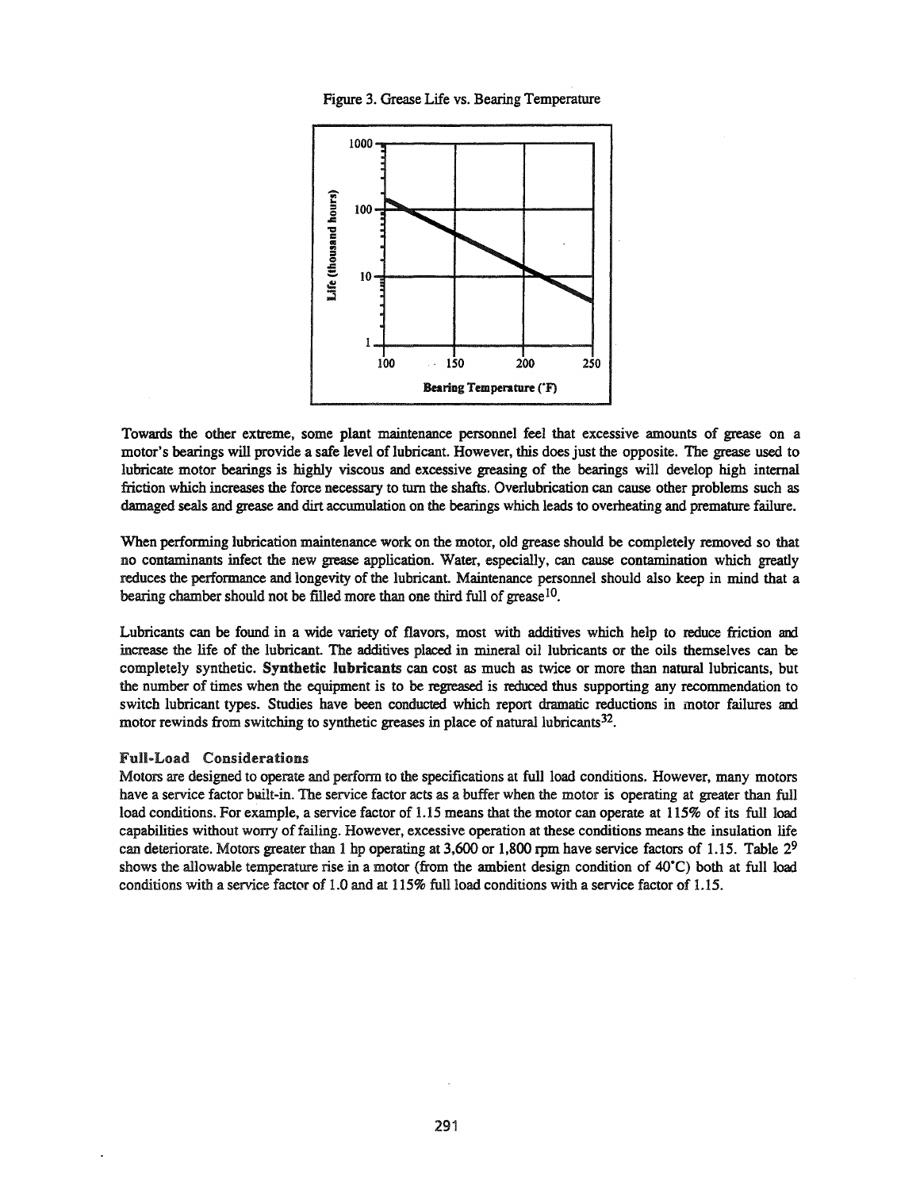Figure 3. Grease Life vs. Bearing Temperature

Towards the other extreme, some plant maintenance personnel feel that excessive amounts of grease on a motor's bearings will provide a safe level of lubricant. However, this does just the opposite. The grease used to lubricate motor bearings is highly viscous and excessive greasing of the bearings will develop high internal friction which increases the force necessary to turn the shafts. Overlubrication can cause other problems such as damaged seals and grease and dirt accumulation on the bearings which leads to overheating and premature failure.

When performing lubrication maintenance work on the motor, old grease should be completely removed so that no contaminants infect the new grease application. Water, especially, can cause contamination which greatly reduces the performance and longevity of the lubricant. Maintenance personnel should also keep in mind that a bearing chamber should not be filled more than one third full of grease[10].

Lubricants can be found in a wide variety of flavors, most with additives which help to reduce friction and increase the life of the lubricant. The additives placed in mineral oil lubricants or the oils themselves can be completely synthetic. **Synthetic lubricants** can cost as much as twice or more than natural lubricants, but the number of times when the equipment is to be regreased is reduced thus supporting any recommendation to switch lubricant types. Studies have been conducted which report dramatic reductions in motor failures and motor rewinds from switching to synthetic greases in place of natural lubricants[32].

### Full-Load Considerations

Motors are designed to operate and perform to the specifications at full load conditions. However, many motors have a service factor built-in. The service factor acts as a buffer when the motor is operating at greater than full load conditions. For example, a service factor of 1.15 means that the motor can operate at 115% of its full load capabilities without worry of failing. However, excessive operation at these conditions means the insulation life can deteriorate. Motors greater than 1 hp operating at 3,600 or 1,800 rpm have service factors of 1.15. Table 2[9] shows the allowable temperature rise in a motor (from the ambient design condition of 40°C) both at full load conditions with a service factor of 1.0 and at 115% full load conditions with a service factor of 1.15.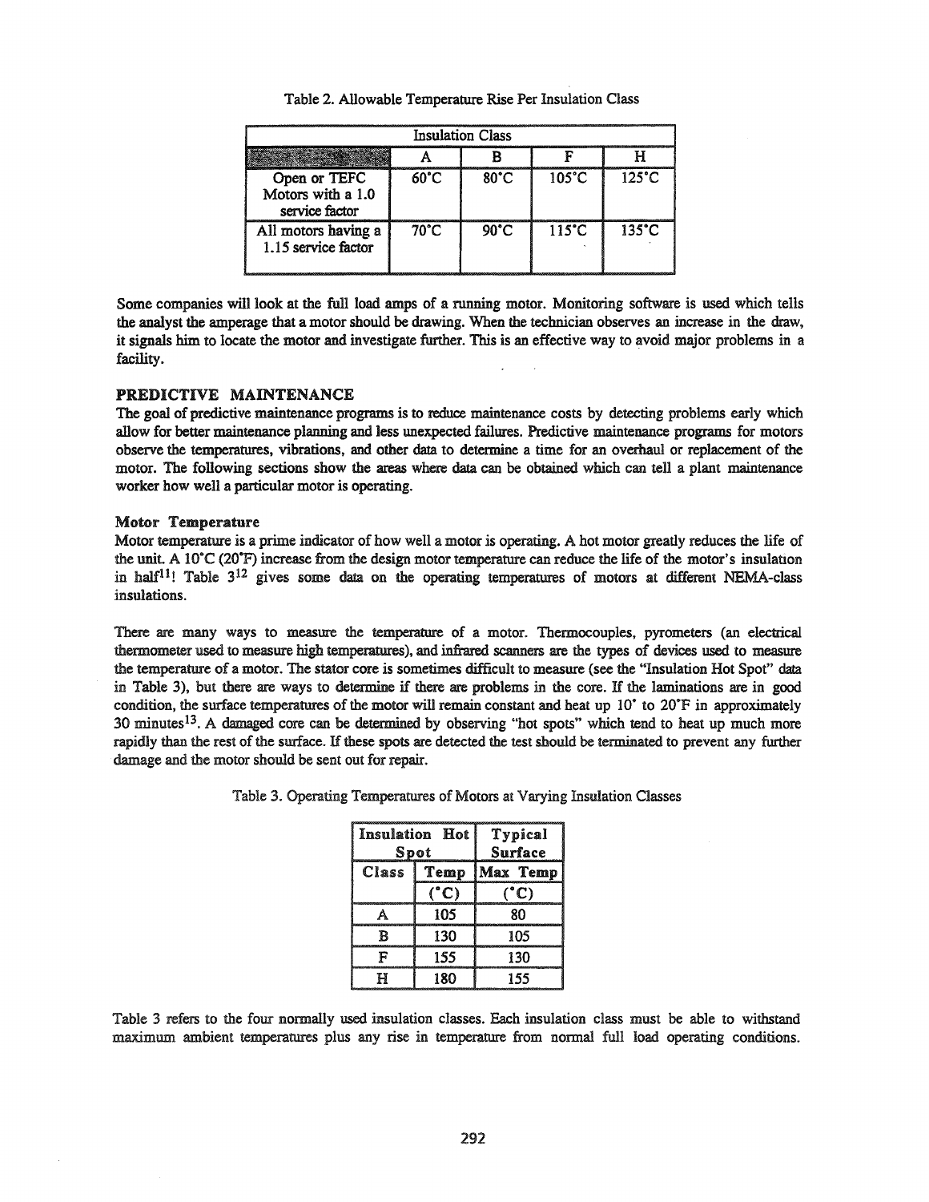Table 2. Allowable Temperature Rise Per Insulation Class

| | Insulation Class | | | |
|---|---|---|---|---|
| | A | B | F | H |
| Open or TEFC Motors with a 1.0 service factor | 60°C | 80°C | 105°C | 125°C |
| All motors having a 1.15 service factor | 70°C | 90°C | 115°C | 135°C |

Some companies will look at the full load amps of a running motor. Monitoring software is used which tells the analyst the amperage that a motor should be drawing. When the technician observes an increase in the draw, it signals him to locate the motor and investigate further. This is an effective way to avoid major problems in a facility.

## PREDICTIVE MAINTENANCE

The goal of predictive maintenance programs is to reduce maintenance costs by detecting problems early which allow for better maintenance planning and less unexpected failures. Predictive maintenance programs for motors observe the temperatures, vibrations, and other data to determine a time for an overhaul or replacement of the motor. The following sections show the areas where data can be obtained which can tell a plant maintenance worker how well a particular motor is operating.

### Motor Temperature

Motor temperature is a prime indicator of how well a motor is operating. A hot motor greatly reduces the life of the unit. A 10°C (20°F) increase from the design motor temperature can reduce the life of the motor's insulation in half[11]! Table 3[12] gives some data on the operating temperatures of motors at different NEMA-class insulations.

There are many ways to measure the temperature of a motor. Thermocouples, pyrometers (an electrical thermometer used to measure high temperatures), and infrared scanners are the types of devices used to measure the temperature of a motor. The stator core is sometimes difficult to measure (see the "Insulation Hot Spot" data in Table 3), but there are ways to determine if there are problems in the core. If the laminations are in good condition, the surface temperatures of the motor will remain constant and heat up 10° to 20°F in approximately 30 minutes[13]. A damaged core can be determined by observing "hot spots" which tend to heat up much more rapidly than the rest of the surface. If these spots are detected the test should be terminated to prevent any further damage and the motor should be sent out for repair.

Table 3. Operating Temperatures of Motors at Varying Insulation Classes

| Insulation Hot Spot | | Typical Surface |
|---|---|---|
| Class | Temp (°C) | Max Temp (°C) |
| A | 105 | 80 |
| B | 130 | 105 |
| F | 155 | 130 |
| H | 180 | 155 |

Table 3 refers to the four normally used insulation classes. Each insulation class must be able to withstand maximum ambient temperatures plus any rise in temperature from normal full load operating conditions.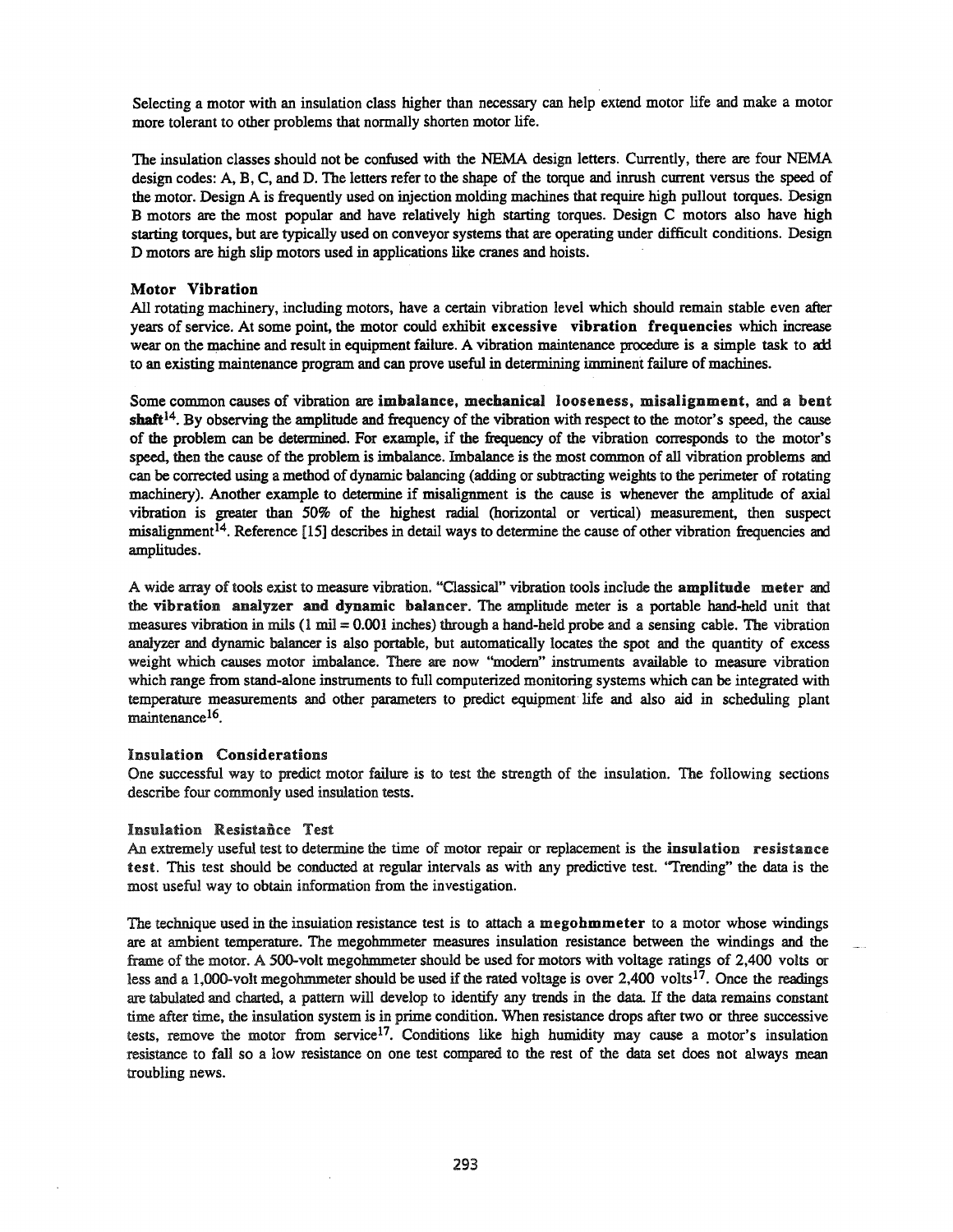Selecting a motor with an insulation class higher than necessary can help extend motor life and make a motor more tolerant to other problems that normally shorten motor life.

The insulation classes should not be confused with the NEMA design letters. Currently, there are four NEMA design codes: A, B, C, and D. The letters refer to the shape of the torque and inrush current versus the speed of the motor. Design A is frequently used on injection molding machines that require high pullout torques. Design B motors are the most popular and have relatively high starting torques. Design C motors also have high starting torques, but are typically used on conveyor systems that are operating under difficult conditions. Design D motors are high slip motors used in applications like cranes and hoists.

### Motor Vibration

All rotating machinery, including motors, have a certain vibration level which should remain stable even after years of service. At some point, the motor could exhibit **excessive vibration frequencies** which increase wear on the machine and result in equipment failure. A vibration maintenance procedure is a simple task to add to an existing maintenance program and can prove useful in determining imminent failure of machines.

Some common causes of vibration are **imbalance, mechanical looseness, misalignment,** and **a bent shaft**[14]. By observing the amplitude and frequency of the vibration with respect to the motor's speed, the cause of the problem can be determined. For example, if the frequency of the vibration corresponds to the motor's speed, then the cause of the problem is imbalance. Imbalance is the most common of all vibration problems and can be corrected using a method of dynamic balancing (adding or subtracting weights to the perimeter of rotating machinery). Another example to determine if misalignment is the cause is whenever the amplitude of axial vibration is greater than 50% of the highest radial (horizontal or vertical) measurement, then suspect misalignment[14]. Reference [15] describes in detail ways to determine the cause of other vibration frequencies and amplitudes.

A wide array of tools exist to measure vibration. "Classical" vibration tools include the **amplitude meter** and the **vibration analyzer and dynamic balancer**. The amplitude meter is a portable hand-held unit that measures vibration in mils (1 mil = 0.001 inches) through a hand-held probe and a sensing cable. The vibration analyzer and dynamic balancer is also portable, but automatically locates the spot and the quantity of excess weight which causes motor imbalance. There are now "modern" instruments available to measure vibration which range from stand-alone instruments to full computerized monitoring systems which can be integrated with temperature measurements and other parameters to predict equipment life and also aid in scheduling plant maintenance[16].

### Insulation Considerations

One successful way to predict motor failure is to test the strength of the insulation. The following sections describe four commonly used insulation tests.

#### Insulation Resistance Test

An extremely useful test to determine the time of motor repair or replacement is the **insulation resistance test**. This test should be conducted at regular intervals as with any predictive test. "Trending" the data is the most useful way to obtain information from the investigation.

The technique used in the insulation resistance test is to attach a **megohmmeter** to a motor whose windings are at ambient temperature. The megohmmeter measures insulation resistance between the windings and the frame of the motor. A 500-volt megohmmeter should be used for motors with voltage ratings of 2,400 volts or less and a 1,000-volt megohmmeter should be used if the rated voltage is over 2,400 volts[17]. Once the readings are tabulated and charted, a pattern will develop to identify any trends in the data. If the data remains constant time after time, the insulation system is in prime condition. When resistance drops after two or three successive tests, remove the motor from service[17]. Conditions like high humidity may cause a motor's insulation resistance to fall so a low resistance on one test compared to the rest of the data set does not always mean troubling news.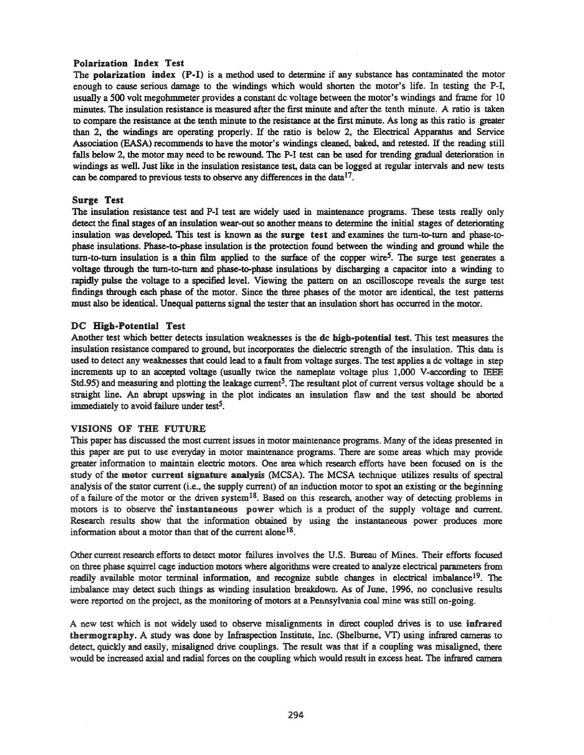### Polarization Index Test

The **polarization index (P-I)** is a method used to determine if any substance has contaminated the motor enough to cause serious damage to the windings which would shorten the motor's life. In testing the P-I, usually a 500 volt megohmmeter provides a constant dc voltage between the motor's windings and frame for 10 minutes. The insulation resistance is measured after the first minute and after the tenth minute. A ratio is taken to compare the resistance at the tenth minute to the resistance at the first minute. As long as this ratio is greater than 2, the windings are operating properly. If the ratio is below 2, the Electrical Apparatus and Service Association (EASA) recommends to have the motor's windings cleaned, baked, and retested. If the reading still falls below 2, the motor may need to be rewound. The P-I test can be used for trending gradual deterioration in windings as well. Just like in the insulation resistance test, data can be logged at regular intervals and new tests can be compared to previous tests to observe any differences in the data[17].

### Surge Test

The insulation resistance test and P-I test are widely used in maintenance programs. These tests really only detect the final stages of an insulation wear-out so another means to determine the initial stages of deteriorating insulation was developed. This test is known as the **surge test** and examines the turn-to-turn and phase-to-phase insulations. Phase-to-phase insulation is the protection found between the winding and ground while the turn-to-turn insulation is a thin film applied to the surface of the copper wire[5]. The surge test generates a voltage through the turn-to-turn and phase-to-phase insulations by discharging a capacitor into a winding to rapidly pulse the voltage to a specified level. Viewing the pattern on an oscilloscope reveals the surge test findings through each phase of the motor. Since the three phases of the motor are identical, the test patterns must also be identical. Unequal patterns signal the tester that an insulation short has occurred in the motor.

### DC High-Potential Test

Another test which better detects insulation weaknesses is the **dc high-potential test**. This test measures the insulation resistance compared to ground, but incorporates the dielectric strength of the insulation. This data is used to detect any weaknesses that could lead to a fault from voltage surges. The test applies a dc voltage in step increments up to an accepted voltage (usually twice the nameplate voltage plus 1,000 V-according to IEEE Std.95) and measuring and plotting the leakage current[5]. The resultant plot of current versus voltage should be a straight line. An abrupt upswing in the plot indicates an insulation flaw and the test should be aborted immediately to avoid failure under test[5].

## VISIONS OF THE FUTURE

This paper has discussed the most current issues in motor maintenance programs. Many of the ideas presented in this paper are put to use everyday in motor maintenance programs. There are some areas which may provide greater information to maintain electric motors. One area which research efforts have been focused on is the study of the **motor current signature analysis** (MCSA). The MCSA technique utilizes results of spectral analysis of the stator current (i.e., the supply current) of an induction motor to spot an existing or the beginning of a failure of the motor or the driven system[18]. Based on this research, another way of detecting problems in motors is to observe the **instantaneous power** which is a product of the supply voltage and current. Research results show that the information obtained by using the instantaneous power produces more information about a motor than that of the current alone[18].

Other current research efforts to detect motor failures involves the U.S. Bureau of Mines. Their efforts focused on three phase squirrel cage induction motors where algorithms were created to analyze electrical parameters from readily available motor terminal information, and recognize subtle changes in electrical imbalance[19]. The imbalance may detect such things as winding insulation breakdown. As of June, 1996, no conclusive results were reported on the project, as the monitoring of motors at a Pennsylvania coal mine was still on-going.

A new test which is not widely used to observe misalignments in direct coupled drives is to use **infrared thermography**. A study was done by Infraspection Institute, Inc. (Shelburne, VT) using infrared cameras to detect, quickly and easily, misaligned drive couplings. The result was that if a coupling was misaligned, there would be increased axial and radial forces on the coupling which would result in excess heat. The infrared camera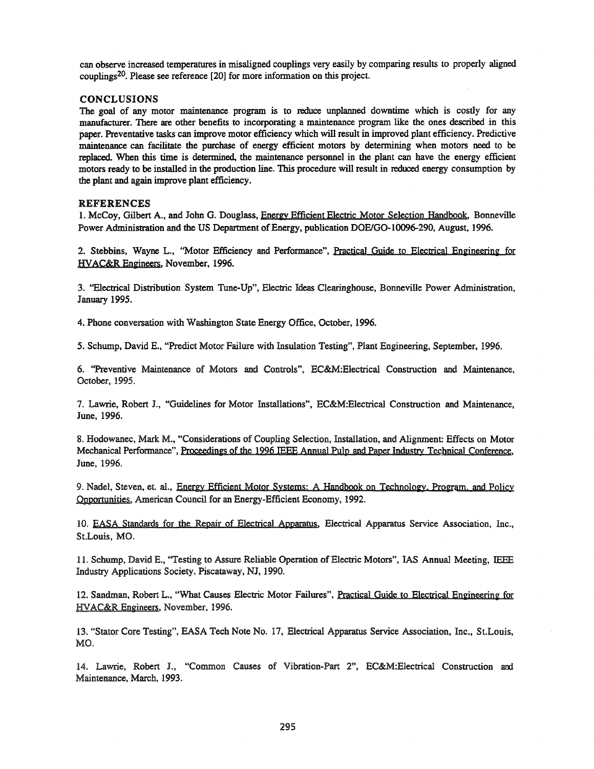can observe increased temperatures in misaligned couplings very easily by comparing results to properly aligned couplings[20]. Please see reference [20] for more information on this project.

## CONCLUSIONS

The goal of any motor maintenance program is to reduce unplanned downtime which is costly for any manufacturer. There are other benefits to incorporating a maintenance program like the ones described in this paper. Preventative tasks can improve motor efficiency which will result in improved plant efficiency. Predictive maintenance can facilitate the purchase of energy efficient motors by determining when motors need to be replaced. When this time is determined, the maintenance personnel in the plant can have the energy efficient motors ready to be installed in the production line. This procedure will result in reduced energy consumption by the plant and again improve plant efficiency.

## REFERENCES

1. McCoy, Gilbert A., and John G. Douglass, Energy Efficient Electric Motor Selection Handbook, Bonneville Power Administration and the US Department of Energy, publication DOE/GO-10096-290, August, 1996.

2. Stebbins, Wayne L., "Motor Efficiency and Performance", Practical Guide to Electrical Engineering for HVAC&R Engineers, November, 1996.

3. "Electrical Distribution System Tune-Up", Electric Ideas Clearinghouse, Bonneville Power Administration, January 1995.

4. Phone conversation with Washington State Energy Office, October, 1996.

5. Schump, David E., "Predict Motor Failure with Insulation Testing", Plant Engineering, September, 1996.

6. "Preventive Maintenance of Motors and Controls", EC&M:Electrical Construction and Maintenance, October, 1995.

7. Lawrie, Robert J., "Guidelines for Motor Installations", EC&M:Electrical Construction and Maintenance, June, 1996.

8. Hodowanec, Mark M., "Considerations of Coupling Selection, Installation, and Alignment: Effects on Motor Mechanical Performance", Proceedings of the 1996 IEEE Annual Pulp and Paper Industry Technical Conference, June, 1996.

9. Nadel, Steven, et. al., Energy Efficient Motor Systems: A Handbook on Technology, Program, and Policy Opportunities, American Council for an Energy-Efficient Economy, 1992.

10. EASA Standards for the Repair of Electrical Apparatus, Electrical Apparatus Service Association, Inc., St.Louis, MO.

11. Schump, David E., "Testing to Assure Reliable Operation of Electric Motors", IAS Annual Meeting, IEEE Industry Applications Society, Piscataway, NJ, 1990.

12. Sandman, Robert L., "What Causes Electric Motor Failures", Practical Guide to Electrical Engineering for HVAC&R Engineers, November, 1996.

13. "Stator Core Testing", EASA Tech Note No. 17, Electrical Apparatus Service Association, Inc., St.Louis, MO.

14. Lawrie, Robert J., "Common Causes of Vibration-Part 2", EC&M:Electrical Construction and Maintenance, March, 1993.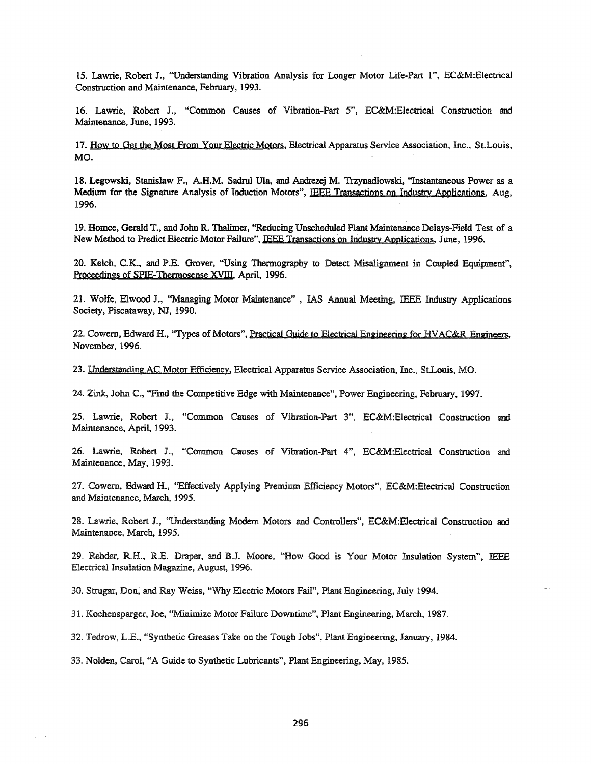15. Lawrie, Robert J., "Understanding Vibration Analysis for Longer Motor Life-Part 1", EC&M:Electrical Construction and Maintenance, February, 1993.

16. Lawrie, Robert J., "Common Causes of Vibration-Part 5", EC&M:Electrical Construction and Maintenance, June, 1993.

17. How to Get the Most From Your Electric Motors, Electrical Apparatus Service Association, Inc., St.Louis, MO.

18. Legowski, Stanislaw F., A.H.M. Sadrul Ula, and Andrezej M. Trzynadlowski, "Instantaneous Power as a Medium for the Signature Analysis of Induction Motors", IEEE Transactions on Industry Applications, Aug, 1996.

19. Homce, Gerald T., and John R. Thalimer, "Reducing Unscheduled Plant Maintenance Delays-Field Test of a New Method to Predict Electric Motor Failure", IEEE Transactions on Industry Applications, June, 1996.

20. Kelch, C.K., and P.E. Grover, "Using Thermography to Detect Misalignment in Coupled Equipment", Proceedings of SPIE-Thermosense XVIII, April, 1996.

21. Wolfe, Elwood J., "Managing Motor Maintenance" , IAS Annual Meeting, IEEE Industry Applications Society, Piscataway, NJ, 1990.

22. Cowern, Edward H., "Types of Motors", Practical Guide to Electrical Engineering for HVAC&R Engineers, November, 1996.

23. Understanding AC Motor Efficiency, Electrical Apparatus Service Association, Inc., St.Louis, MO.

24. Zink, John C., "Find the Competitive Edge with Maintenance", Power Engineering, February, 1997.

25. Lawrie, Robert J., "Common Causes of Vibration-Part 3", EC&M:Electrical Construction and Maintenance, April, 1993.

26. Lawrie, Robert J., "Common Causes of Vibration-Part 4", EC&M:Electrical Construction and Maintenance, May, 1993.

27. Cowern, Edward H., "Effectively Applying Premium Efficiency Motors", EC&M:Electrical Construction and Maintenance, March, 1995.

28. Lawrie, Robert J., "Understanding Modern Motors and Controllers", EC&M:Electrical Construction and Maintenance, March, 1995.

29. Rehder, R.H., R.E. Draper, and B.J. Moore, "How Good is Your Motor Insulation System", IEEE Electrical Insulation Magazine, August, 1996.

30. Strugar, Don, and Ray Weiss, "Why Electric Motors Fail", Plant Engineering, July 1994.

31. Kochensparger, Joe, "Minimize Motor Failure Downtime", Plant Engineering, March, 1987.

32. Tedrow, L.E., "Synthetic Greases Take on the Tough Jobs", Plant Engineering, January, 1984.

33. Nolden, Carol, "A Guide to Synthetic Lubricants", Plant Engineering, May, 1985.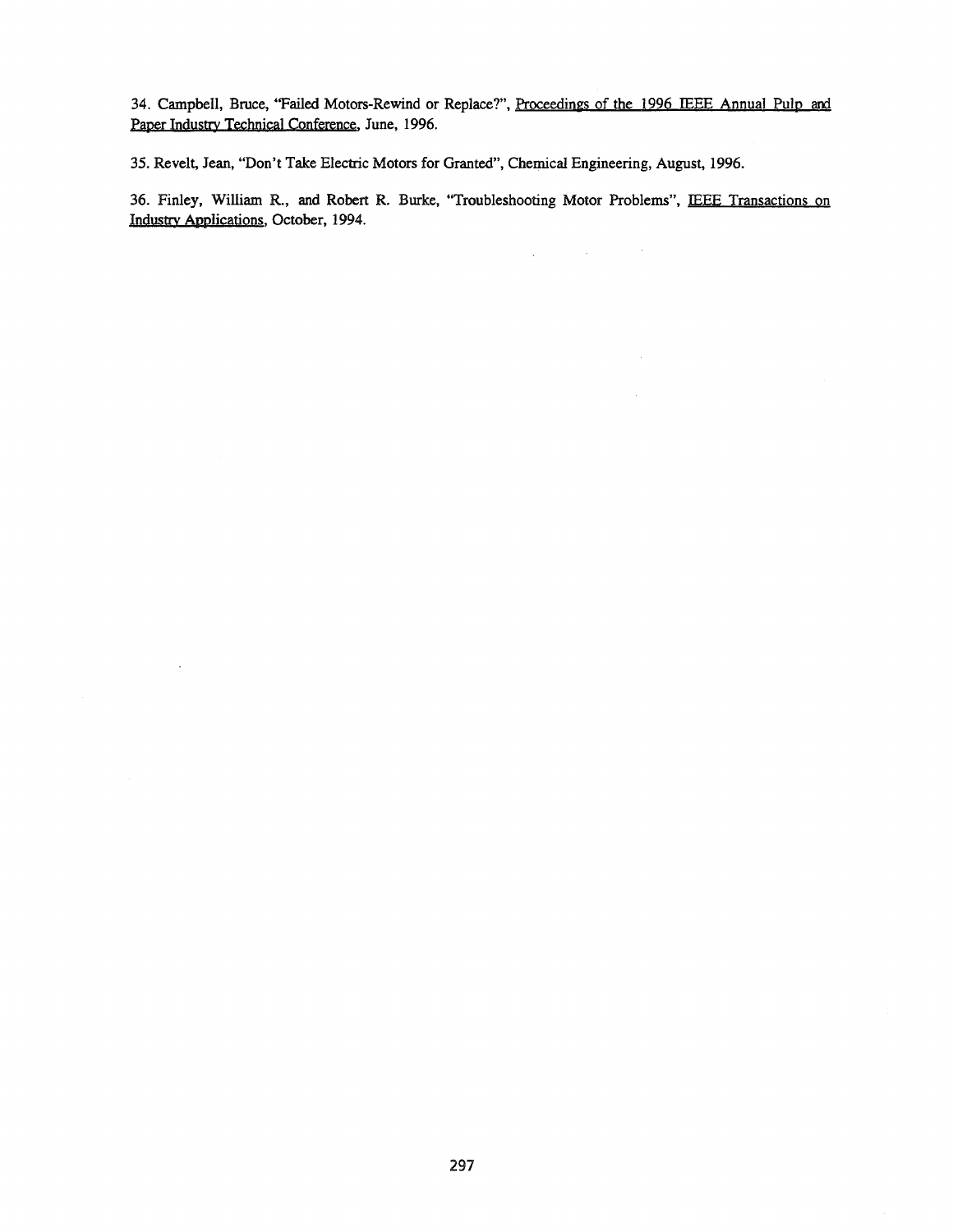34. Campbell, Bruce, "Failed Motors-Rewind or Replace?", Proceedings of the 1996 IEEE Annual Pulp and Paper Industry Technical Conference, June, 1996.

35. Revelt, Jean, "Don't Take Electric Motors for Granted", Chemical Engineering, August, 1996.

36. Finley, William R., and Robert R. Burke, "Troubleshooting Motor Problems", IEEE Transactions on Industry Applications, October, 1994.